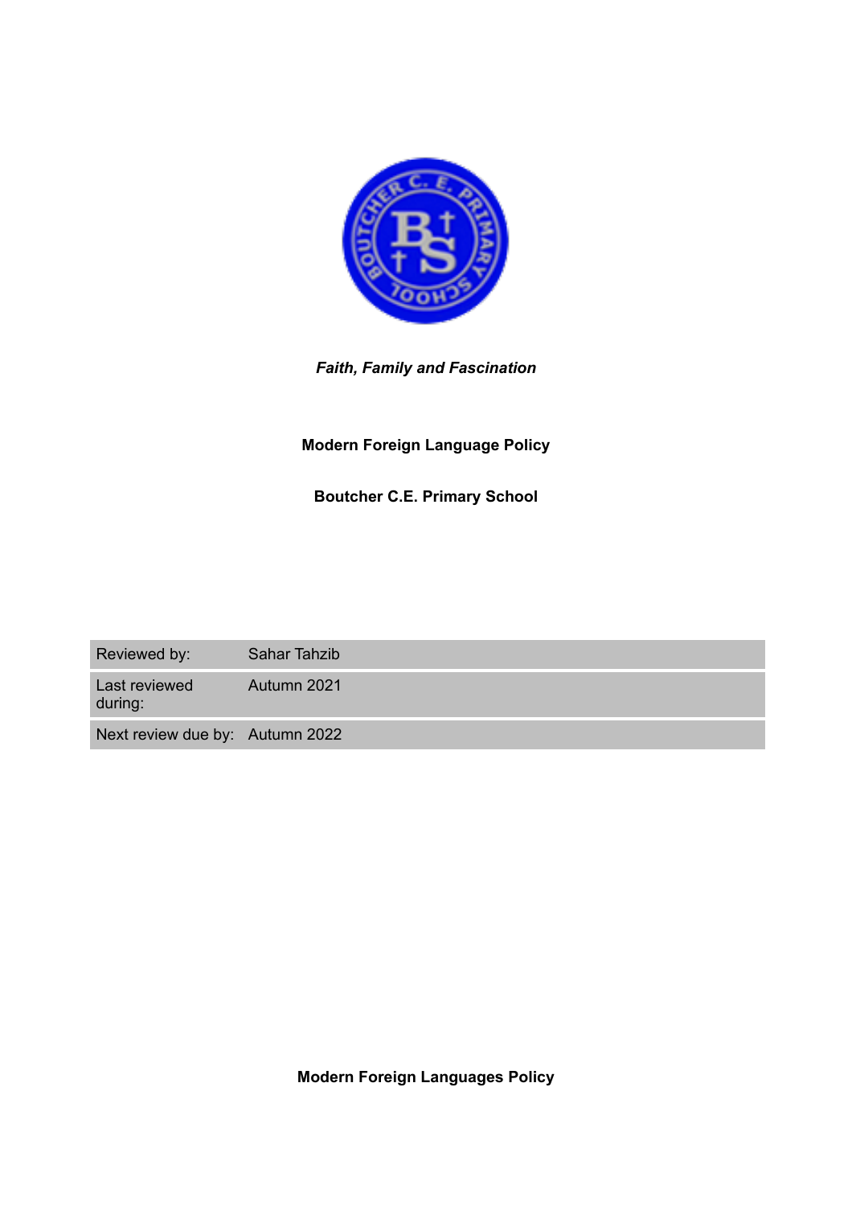*Faith, Family and Fascination*

**Modern Foreign Language Policy**

**Boutcher C.E. Primary School**

| Reviewed by: | Sahar Tahzib |
| --- | --- |
| Last reviewed during: | Autumn 2021 |
| Next review due by: | Autumn 2022 |

**Modern Foreign Languages Policy**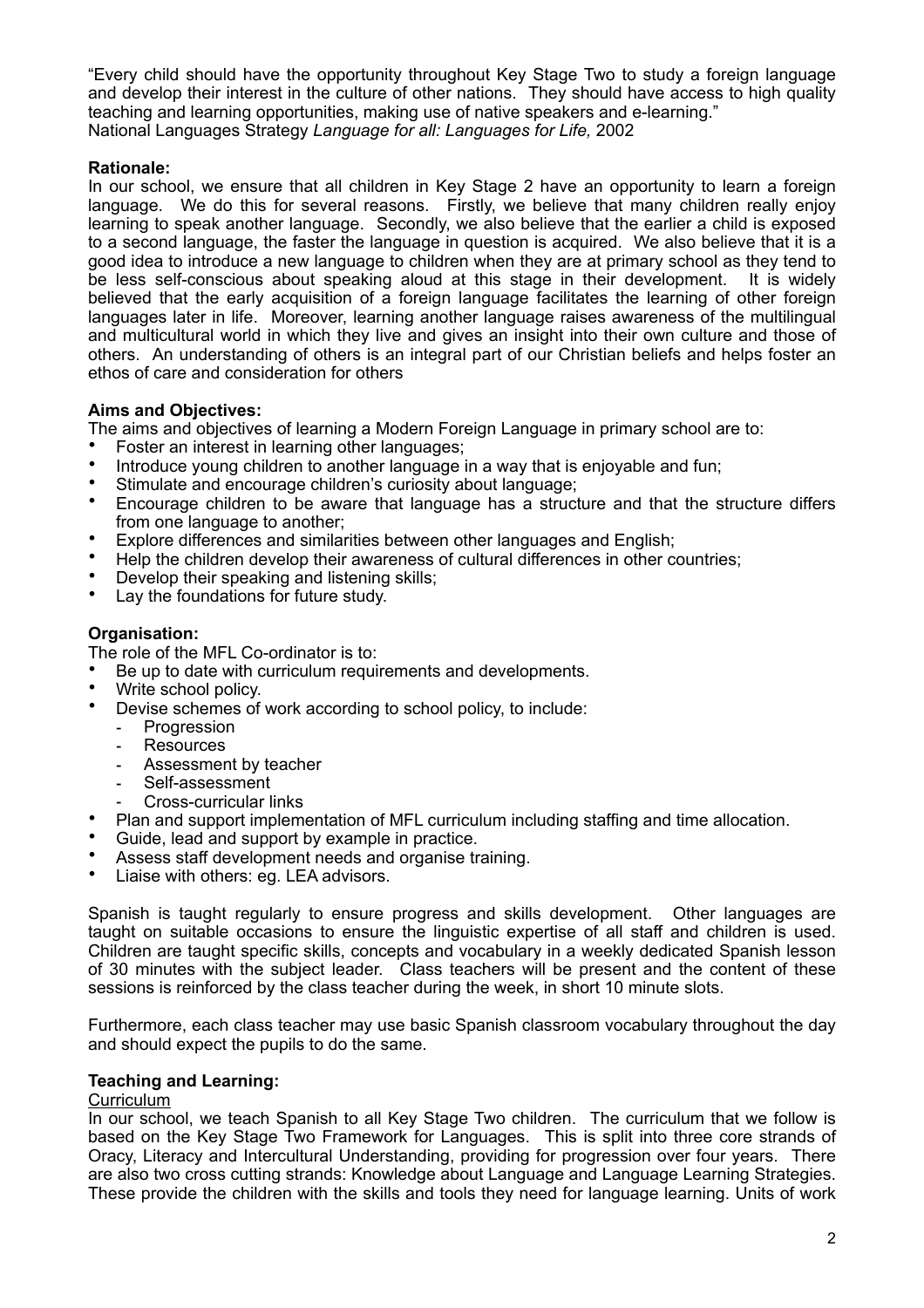"Every child should have the opportunity throughout Key Stage Two to study a foreign language and develop their interest in the culture of other nations. They should have access to high quality teaching and learning opportunities, making use of native speakers and e-learning."
National Languages Strategy *Language for all: Languages for Life,* 2002

**Rationale:**
In our school, we ensure that all children in Key Stage 2 have an opportunity to learn a foreign language. We do this for several reasons. Firstly, we believe that many children really enjoy learning to speak another language. Secondly, we also believe that the earlier a child is exposed to a second language, the faster the language in question is acquired. We also believe that it is a good idea to introduce a new language to children when they are at primary school as they tend to be less self-conscious about speaking aloud at this stage in their development. It is widely believed that the early acquisition of a foreign language facilitates the learning of other foreign languages later in life. Moreover, learning another language raises awareness of the multilingual and multicultural world in which they live and gives an insight into their own culture and those of others. An understanding of others is an integral part of our Christian beliefs and helps foster an ethos of care and consideration for others

**Aims and Objectives:**
The aims and objectives of learning a Modern Foreign Language in primary school are to:

- Foster an interest in learning other languages;
- Introduce young children to another language in a way that is enjoyable and fun;
- Stimulate and encourage children's curiosity about language;
- Encourage children to be aware that language has a structure and that the structure differs from one language to another;
- Explore differences and similarities between other languages and English;
- Help the children develop their awareness of cultural differences in other countries;
- Develop their speaking and listening skills;
- Lay the foundations for future study.

**Organisation:**
The role of the MFL Co-ordinator is to:

- Be up to date with curriculum requirements and developments.
- Write school policy.
- Devise schemes of work according to school policy, to include:
  - Progression
  - Resources
  - Assessment by teacher
  - Self-assessment
  - Cross-curricular links
- Plan and support implementation of MFL curriculum including staffing and time allocation.
- Guide, lead and support by example in practice.
- Assess staff development needs and organise training.
- Liaise with others: eg. LEA advisors.

Spanish is taught regularly to ensure progress and skills development. Other languages are taught on suitable occasions to ensure the linguistic expertise of all staff and children is used. Children are taught specific skills, concepts and vocabulary in a weekly dedicated Spanish lesson of 30 minutes with the subject leader. Class teachers will be present and the content of these sessions is reinforced by the class teacher during the week, in short 10 minute slots.

Furthermore, each class teacher may use basic Spanish classroom vocabulary throughout the day and should expect the pupils to do the same.

**Teaching and Learning:**
Curriculum
In our school, we teach Spanish to all Key Stage Two children. The curriculum that we follow is based on the Key Stage Two Framework for Languages. This is split into three core strands of Oracy, Literacy and Intercultural Understanding, providing for progression over four years. There are also two cross cutting strands: Knowledge about Language and Language Learning Strategies. These provide the children with the skills and tools they need for language learning. Units of work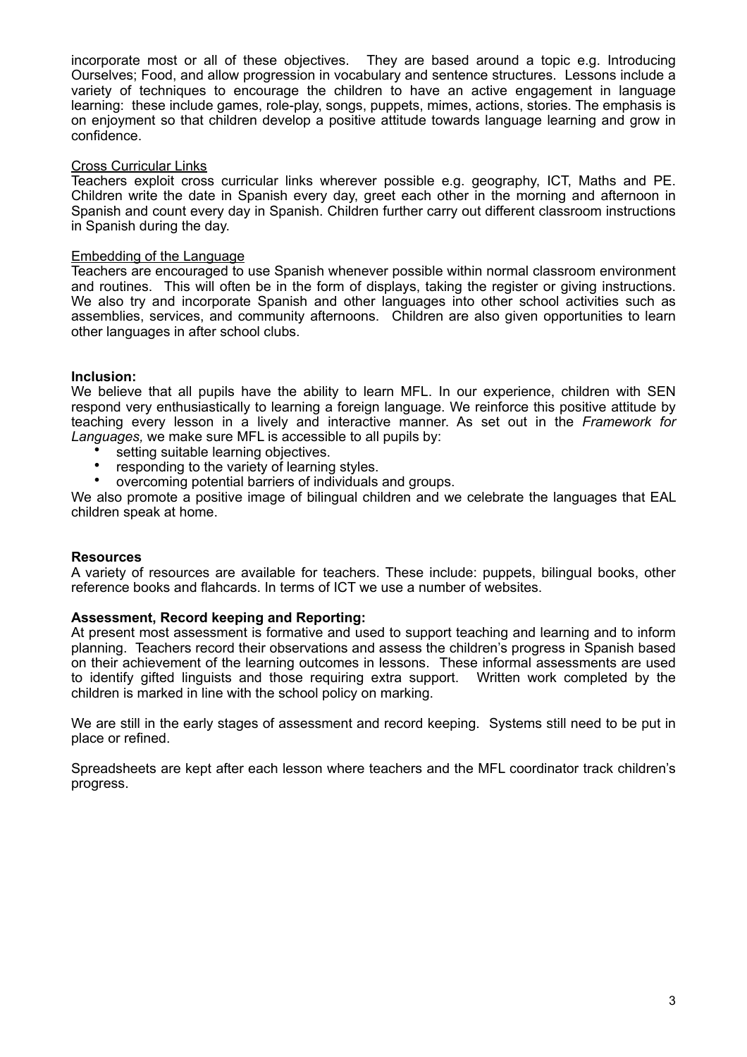incorporate most or all of these objectives. They are based around a topic e.g. Introducing Ourselves; Food, and allow progression in vocabulary and sentence structures. Lessons include a variety of techniques to encourage the children to have an active engagement in language learning: these include games, role-play, songs, puppets, mimes, actions, stories. The emphasis is on enjoyment so that children develop a positive attitude towards language learning and grow in confidence.

<u>Cross Curricular Links</u>

Teachers exploit cross curricular links wherever possible e.g. geography, ICT, Maths and PE. Children write the date in Spanish every day, greet each other in the morning and afternoon in Spanish and count every day in Spanish. Children further carry out different classroom instructions in Spanish during the day.

<u>Embedding of the Language</u>

Teachers are encouraged to use Spanish whenever possible within normal classroom environment and routines. This will often be in the form of displays, taking the register or giving instructions. We also try and incorporate Spanish and other languages into other school activities such as assemblies, services, and community afternoons. Children are also given opportunities to learn other languages in after school clubs.

**Inclusion:**

We believe that all pupils have the ability to learn MFL. In our experience, children with SEN respond very enthusiastically to learning a foreign language. We reinforce this positive attitude by teaching every lesson in a lively and interactive manner. As set out in the *Framework for Languages,* we make sure MFL is accessible to all pupils by:

- setting suitable learning objectives.
- responding to the variety of learning styles.
- overcoming potential barriers of individuals and groups.

We also promote a positive image of bilingual children and we celebrate the languages that EAL children speak at home.

**Resources**

A variety of resources are available for teachers. These include: puppets, bilingual books, other reference books and flahcards. In terms of ICT we use a number of websites.

**Assessment, Record keeping and Reporting:**

At present most assessment is formative and used to support teaching and learning and to inform planning. Teachers record their observations and assess the children's progress in Spanish based on their achievement of the learning outcomes in lessons. These informal assessments are used to identify gifted linguists and those requiring extra support. Written work completed by the children is marked in line with the school policy on marking.

We are still in the early stages of assessment and record keeping. Systems still need to be put in place or refined.

Spreadsheets are kept after each lesson where teachers and the MFL coordinator track children's progress.